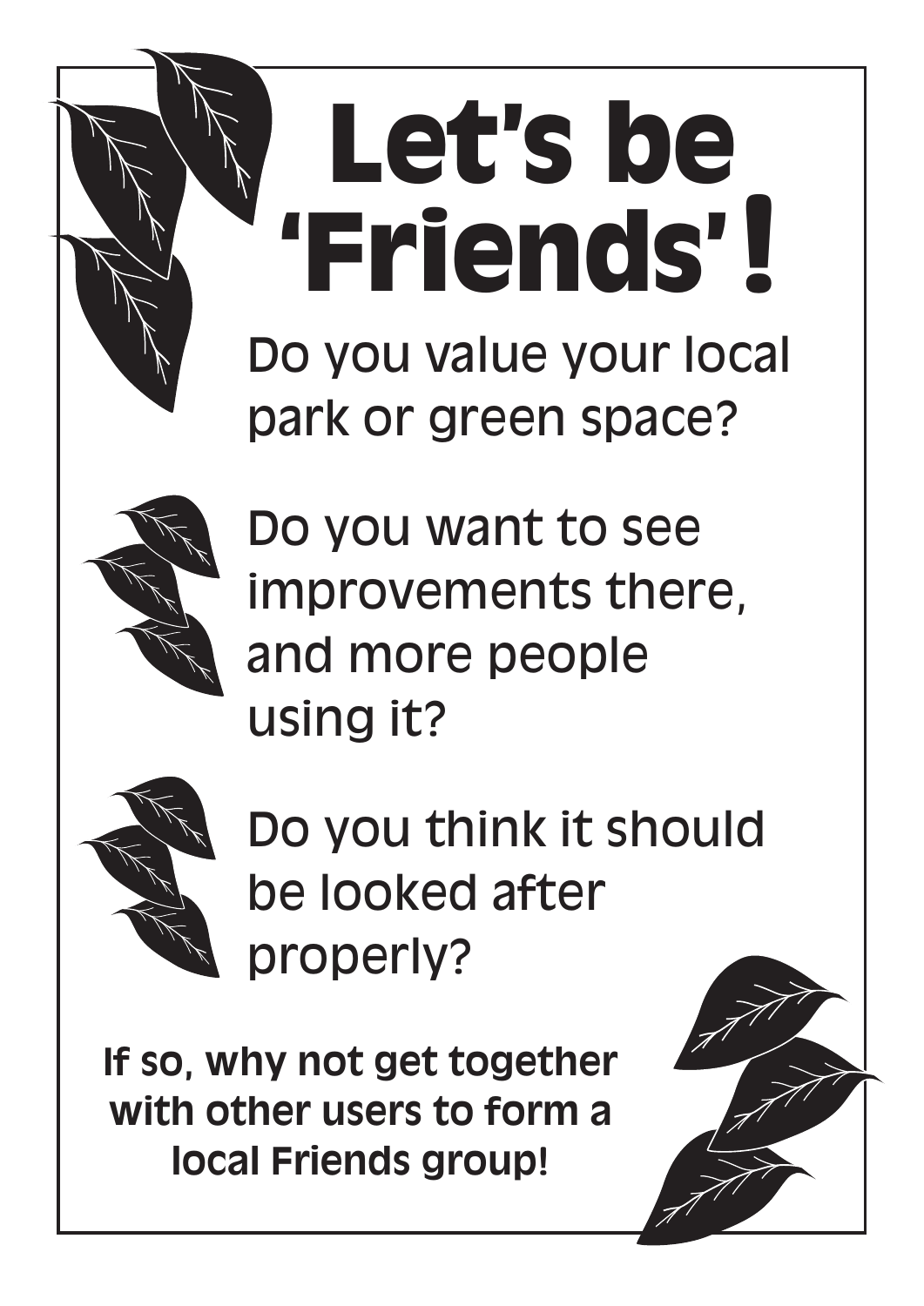# Let's be 'Friends'!

Do you value your local park or green space?

Do you want to see improvements there, and more people using it?

Do you think it should be looked after properly?

**If so, why not get together with other users to form a local Friends group!**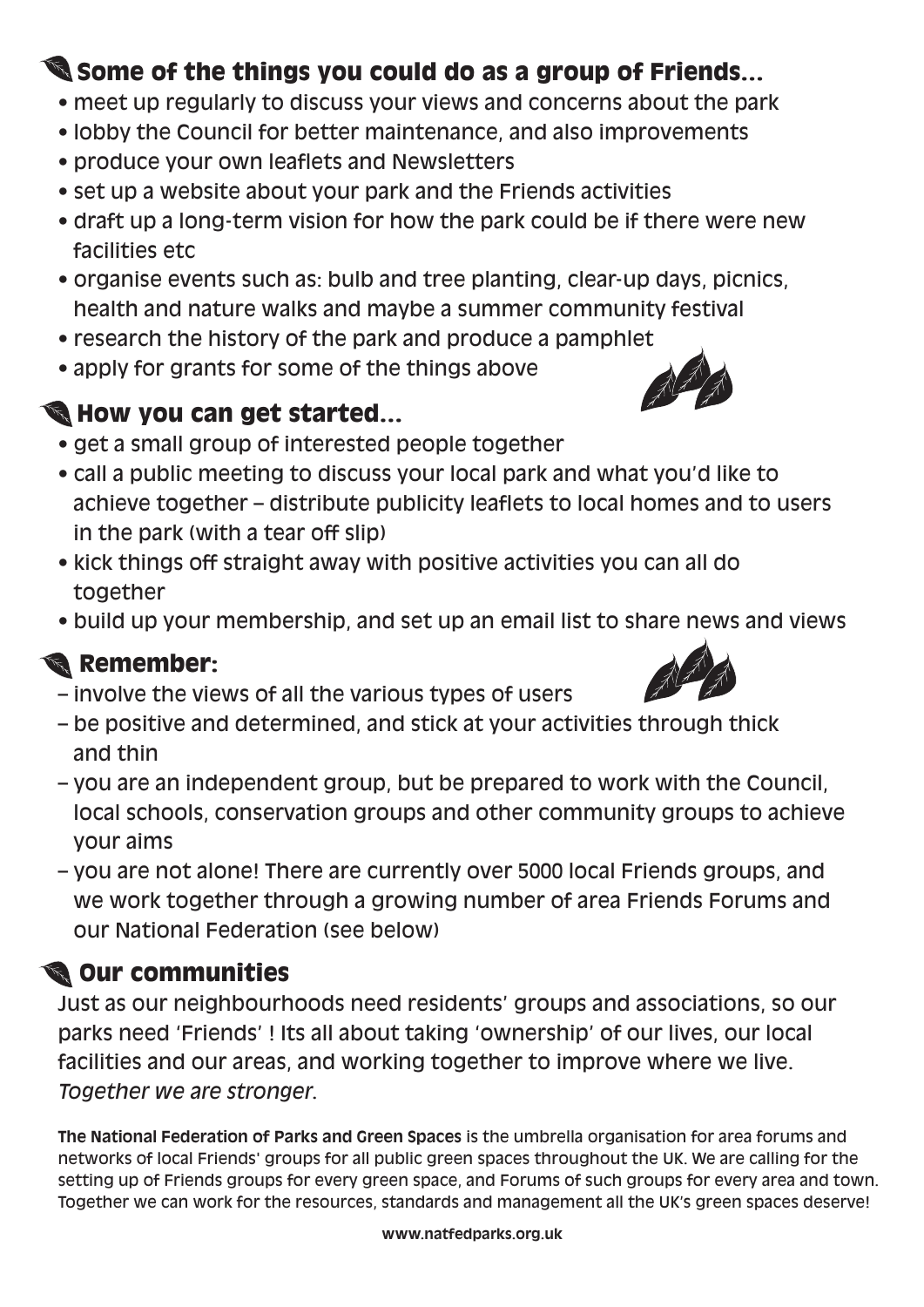## Some of the things you could do as a group of Friends...

- meet up regularly to discuss your views and concerns about the park
- lobby the Council for better maintenance, and also improvements
- produce your own leaflets and Newsletters
- set up a website about your park and the Friends activities
- draft up a long-term vision for how the park could be if there were new facilities etc
- organise events such as: bulb and tree planting, clear-up days, picnics, health and nature walks and maybe a summer community festival
- research the history of the park and produce a pamphlet
- apply for grants for some of the things above

## How you can get started...

- get a small group of interested people together
- call a public meeting to discuss your local park and what you'd like to achieve together – distribute publicity leaflets to local homes and to users in the park (with a tear off slip)
- kick things off straight away with positive activities you can all do together
- build up your membership, and set up an email list to share news and views

## Remember:

– involve the views of all the various types of users

– be positive and determined, and stick at your activities through thick and thin

– you are an independent group, but be prepared to work with the Council, local schools, conservation groups and other community groups to achieve your aims

– you are not alone! There are currently over 5000 local Friends groups, and we work together through a growing number of area Friends Forums and our National Federation (see below)

## Our communities

Just as our neighbourhoods need residents' groups and associations, so our parks need 'Friends' ! Its all about taking 'ownership' of our lives, our local facilities and our areas, and working together to improve where we live. *Together we are stronger*.

**The National Federation of Parks and Green Spaces** is the umbrella organisation for area forums and networks of local Friends' groups for all public green spaces throughout the UK. We are calling for the setting up of Friends groups for every green space, and Forums of such groups for every area and town. Together we can work for the resources, standards and management all the UK's green spaces deserve!

**www.natfedparks.org.uk**